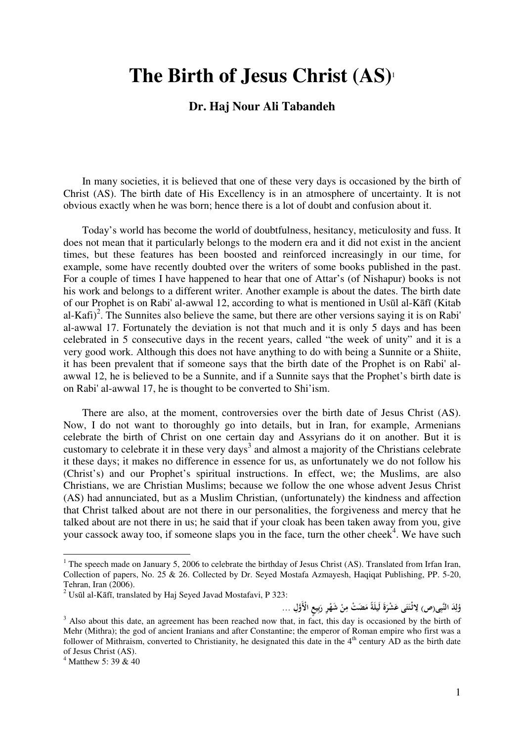# The Birth of Jesus Christ (AS)[1]

**Dr. Haj Nour Ali Tabandeh**

In many societies, it is believed that one of these very days is occasioned by the birth of Christ (AS). The birth date of His Excellency is in an atmosphere of uncertainty. It is not obvious exactly when he was born; hence there is a lot of doubt and confusion about it.

Today's world has become the world of doubtfulness, hesitancy, meticulosity and fuss. It does not mean that it particularly belongs to the modern era and it did not exist in the ancient times, but these features has been boosted and reinforced increasingly in our time, for example, some have recently doubted over the writers of some books published in the past. For a couple of times I have happened to hear that one of Attar's (of Nishapur) books is not his work and belongs to a different writer. Another example is about the dates. The birth date of our Prophet is on Rabi' al-awwal 12, according to what is mentioned in Usūl al-Kāfī (Kitab al-Kafi)[2]. The Sunnites also believe the same, but there are other versions saying it is on Rabi' al-awwal 17. Fortunately the deviation is not that much and it is only 5 days and has been celebrated in 5 consecutive days in the recent years, called "the week of unity" and it is a very good work. Although this does not have anything to do with being a Sunnite or a Shiite, it has been prevalent that if someone says that the birth date of the Prophet is on Rabi' al-awwal 12, he is believed to be a Sunnite, and if a Sunnite says that the Prophet's birth date is on Rabi' al-awwal 17, he is thought to be converted to Shi'ism.

There are also, at the moment, controversies over the birth date of Jesus Christ (AS). Now, I do not want to thoroughly go into details, but in Iran, for example, Armenians celebrate the birth of Christ on one certain day and Assyrians do it on another. But it is customary to celebrate it in these very days[3] and almost a majority of the Christians celebrate it these days; it makes no difference in essence for us, as unfortunately we do not follow his (Christ's) and our Prophet's spiritual instructions. In effect, we; the Muslims, are also Christians, we are Christian Muslims; because we follow the one whose advent Jesus Christ (AS) had annunciated, but as a Muslim Christian, (unfortunately) the kindness and affection that Christ talked about are not there in our personalities, the forgiveness and mercy that he talked about are not there in us; he said that if your cloak has been taken away from you, give your cassock away too, if someone slaps you in the face, turn the other cheek[4]. We have such

---

[1] The speech made on January 5, 2006 to celebrate the birthday of Jesus Christ (AS). Translated from Irfan Iran, Collection of papers, No. 25 & 26. Collected by Dr. Seyed Mostafa Azmayesh, Haqiqat Publishing, PP. 5-20, Tehran, Iran (2006).

[2] Usūl al-Kāfī, translated by Haj Seyed Javad Mostafavi, P 323:

وُلِدَ النَّبِی(ص) لِاثْنَتَی عَشْرَةَ لَیلَةً مَضَتْ مِنْ شَهْرِ رَبِیعٍ الْأَوَّلِ ...

[3] Also about this date, an agreement has been reached now that, in fact, this day is occasioned by the birth of Mehr (Mithra); the god of ancient Iranians and after Constantine; the emperor of Roman empire who first was a follower of Mithraism, converted to Christianity, he designated this date in the 4th century AD as the birth date of Jesus Christ (AS).

[4] Matthew 5: 39 & 40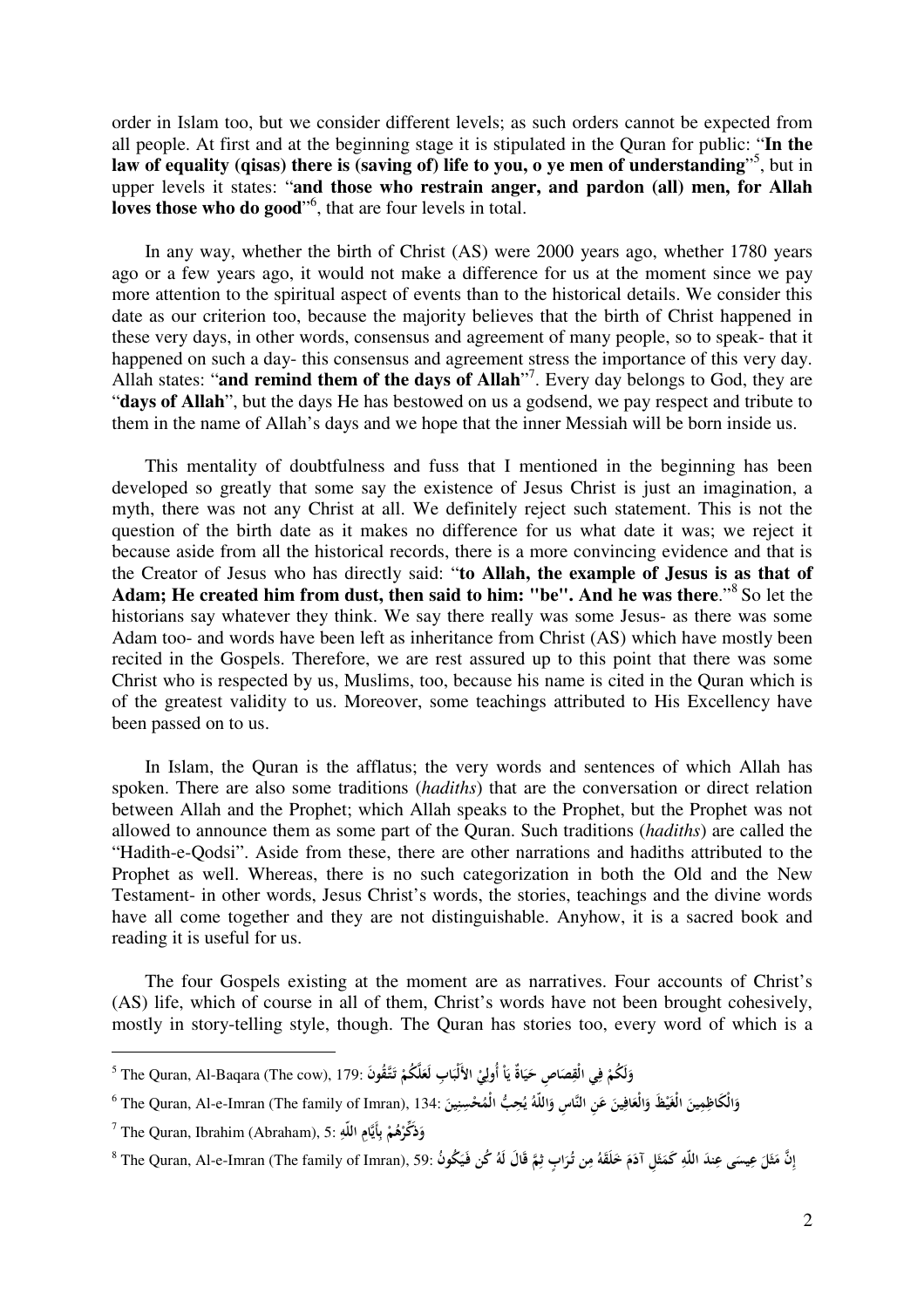order in Islam too, but we consider different levels; as such orders cannot be expected from all people. At first and at the beginning stage it is stipulated in the Quran for public: "**In the law of equality (qisas) there is (saving of) life to you, o ye men of understanding**"[5], but in upper levels it states: "**and those who restrain anger, and pardon (all) men, for Allah loves those who do good**"[6], that are four levels in total.

In any way, whether the birth of Christ (AS) were 2000 years ago, whether 1780 years ago or a few years ago, it would not make a difference for us at the moment since we pay more attention to the spiritual aspect of events than to the historical details. We consider this date as our criterion too, because the majority believes that the birth of Christ happened in these very days, in other words, consensus and agreement of many people, so to speak- that it happened on such a day- this consensus and agreement stress the importance of this very day. Allah states: "**and remind them of the days of Allah**"[7]. Every day belongs to God, they are "**days of Allah**", but the days He has bestowed on us a godsend, we pay respect and tribute to them in the name of Allah's days and we hope that the inner Messiah will be born inside us.

This mentality of doubtfulness and fuss that I mentioned in the beginning has been developed so greatly that some say the existence of Jesus Christ is just an imagination, a myth, there was not any Christ at all. We definitely reject such statement. This is not the question of the birth date as it makes no difference for us what date it was; we reject it because aside from all the historical records, there is a more convincing evidence and that is the Creator of Jesus who has directly said: "**to Allah, the example of Jesus is as that of Adam; He created him from dust, then said to him: "be". And he was there**."[8] So let the historians say whatever they think. We say there really was some Jesus- as there was some Adam too- and words have been left as inheritance from Christ (AS) which have mostly been recited in the Gospels. Therefore, we are rest assured up to this point that there was some Christ who is respected by us, Muslims, too, because his name is cited in the Quran which is of the greatest validity to us. Moreover, some teachings attributed to His Excellency have been passed on to us.

In Islam, the Quran is the afflatus; the very words and sentences of which Allah has spoken. There are also some traditions (*hadiths*) that are the conversation or direct relation between Allah and the Prophet; which Allah speaks to the Prophet, but the Prophet was not allowed to announce them as some part of the Quran. Such traditions (*hadiths*) are called the "Hadith-e-Qodsi". Aside from these, there are other narrations and hadiths attributed to the Prophet as well. Whereas, there is no such categorization in both the Old and the New Testament- in other words, Jesus Christ's words, the stories, teachings and the divine words have all come together and they are not distinguishable. Anyhow, it is a sacred book and reading it is useful for us.

The four Gospels existing at the moment are as narratives. Four accounts of Christ's (AS) life, which of course in all of them, Christ's words have not been brought cohesively, mostly in story-telling style, though. The Quran has stories too, every word of which is a

---

[5] The Quran, Al-Baqara (The cow), 179: وَلَكُمْ فِي الْقِصَاصِ حَيَاةٌ يَاْ أُولِيْ الأَلْبَابِ لَعَلَّكُمْ تَتَّقُونَ

[6] The Quran, Al-e-Imran (The family of Imran), 134: وَالْكَاظِمِينَ الْغَيْظَ وَالْعَافِينَ عَنِ النَّاسِ وَاللّهُ يُحِبُّ الْمُحْسِنِينَ

[7] The Quran, Ibrahim (Abraham), 5: وَذَكِّرْهُمْ بِأَيَّامِ اللّهِ

[8] The Quran, Al-e-Imran (The family of Imran), 59: إِنَّ مَثَلَ عِيسَى عِندَ اللّهِ كَمَثَلِ آدَمَ خَلَقَهُ مِن تُرَابٍ ثِمَّ قَالَ لَهُ كُن فَيَكُونُ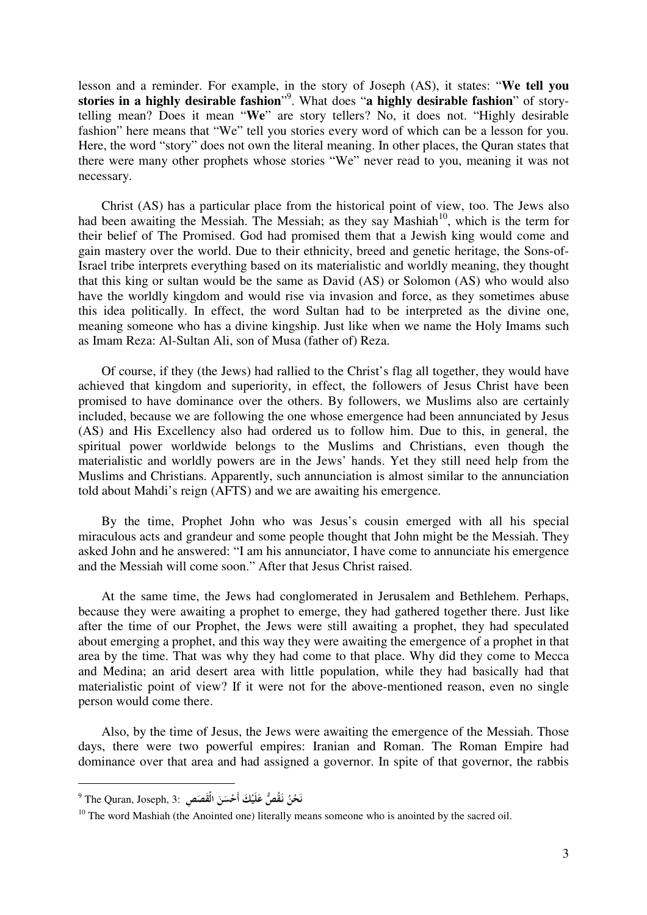lesson and a reminder. For example, in the story of Joseph (AS), it states: "**We tell you stories in a highly desirable fashion**"[9]. What does "**a highly desirable fashion**" of story-telling mean? Does it mean "**We**" are story tellers? No, it does not. "Highly desirable fashion" here means that "We" tell you stories every word of which can be a lesson for you. Here, the word "story" does not own the literal meaning. In other places, the Quran states that there were many other prophets whose stories "We" never read to you, meaning it was not necessary.

Christ (AS) has a particular place from the historical point of view, too. The Jews also had been awaiting the Messiah. The Messiah; as they say Mashiah[10], which is the term for their belief of The Promised. God had promised them that a Jewish king would come and gain mastery over the world. Due to their ethnicity, breed and genetic heritage, the Sons-of-Israel tribe interprets everything based on its materialistic and worldly meaning, they thought that this king or sultan would be the same as David (AS) or Solomon (AS) who would also have the worldly kingdom and would rise via invasion and force, as they sometimes abuse this idea politically. In effect, the word Sultan had to be interpreted as the divine one, meaning someone who has a divine kingship. Just like when we name the Holy Imams such as Imam Reza: Al-Sultan Ali, son of Musa (father of) Reza.

Of course, if they (the Jews) had rallied to the Christ's flag all together, they would have achieved that kingdom and superiority, in effect, the followers of Jesus Christ have been promised to have dominance over the others. By followers, we Muslims also are certainly included, because we are following the one whose emergence had been annunciated by Jesus (AS) and His Excellency also had ordered us to follow him. Due to this, in general, the spiritual power worldwide belongs to the Muslims and Christians, even though the materialistic and worldly powers are in the Jews' hands. Yet they still need help from the Muslims and Christians. Apparently, such annunciation is almost similar to the annunciation told about Mahdi's reign (AFTS) and we are awaiting his emergence.

By the time, Prophet John who was Jesus's cousin emerged with all his special miraculous acts and grandeur and some people thought that John might be the Messiah. They asked John and he answered: "I am his annunciator, I have come to annunciate his emergence and the Messiah will come soon." After that Jesus Christ raised.

At the same time, the Jews had conglomerated in Jerusalem and Bethlehem. Perhaps, because they were awaiting a prophet to emerge, they had gathered together there. Just like after the time of our Prophet, the Jews were still awaiting a prophet, they had speculated about emerging a prophet, and this way they were awaiting the emergence of a prophet in that area by the time. That was why they had come to that place. Why did they come to Mecca and Medina; an arid desert area with little population, while they had basically had that materialistic point of view? If it were not for the above-mentioned reason, even no single person would come there.

Also, by the time of Jesus, the Jews were awaiting the emergence of the Messiah. Those days, there were two powerful empires: Iranian and Roman. The Roman Empire had dominance over that area and had assigned a governor. In spite of that governor, the rabbis

---

[9] The Quran, Joseph, 3: نَحْنُ نَقُصُّ عَلَيْكَ أَحْسَنَ الْقَصَصِ

[10] The word Mashiah (the Anointed one) literally means someone who is anointed by the sacred oil.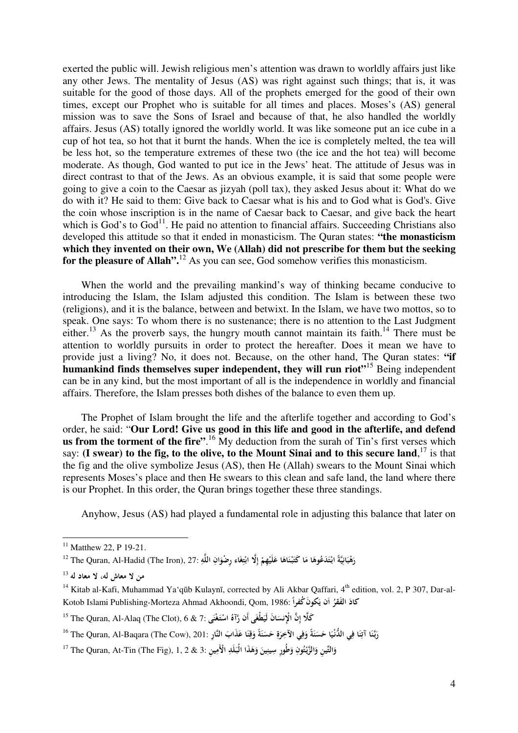exerted the public will. Jewish religious men's attention was drawn to worldly affairs just like any other Jews. The mentality of Jesus (AS) was right against such things; that is, it was suitable for the good of those days. All of the prophets emerged for the good of their own times, except our Prophet who is suitable for all times and places. Moses's (AS) general mission was to save the Sons of Israel and because of that, he also handled the worldly affairs. Jesus (AS) totally ignored the worldly world. It was like someone put an ice cube in a cup of hot tea, so hot that it burnt the hands. When the ice is completely melted, the tea will be less hot, so the temperature extremes of these two (the ice and the hot tea) will become moderate. As though, God wanted to put ice in the Jews' heat. The attitude of Jesus was in direct contrast to that of the Jews. As an obvious example, it is said that some people were going to give a coin to the Caesar as jizyah (poll tax), they asked Jesus about it: What do we do with it? He said to them: Give back to Caesar what is his and to God what is God's. Give the coin whose inscription is in the name of Caesar back to Caesar, and give back the heart which is God's to God[11]. He paid no attention to financial affairs. Succeeding Christians also developed this attitude so that it ended in monasticism. The Quran states: **"the monasticism which they invented on their own, We (Allah) did not prescribe for them but the seeking for the pleasure of Allah".**[12] As you can see, God somehow verifies this monasticism.

When the world and the prevailing mankind's way of thinking became conducive to introducing the Islam, the Islam adjusted this condition. The Islam is between these two (religions), and it is the balance, between and betwixt. In the Islam, we have two mottos, so to speak. One says: To whom there is no sustenance; there is no attention to the Last Judgment either.[13] As the proverb says, the hungry mouth cannot maintain its faith.[14] There must be attention to worldly pursuits in order to protect the hereafter. Does it mean we have to provide just a living? No, it does not. Because, on the other hand, The Quran states: **"if humankind finds themselves super independent, they will run riot"**[15] Being independent can be in any kind, but the most important of all is the independence in worldly and financial affairs. Therefore, the Islam presses both dishes of the balance to even them up.

The Prophet of Islam brought the life and the afterlife together and according to God's order, he said: "**Our Lord! Give us good in this life and good in the afterlife, and defend us from the torment of the fire**".[16] My deduction from the surah of Tin's first verses which say: **(I swear) to the fig, to the olive, to the Mount Sinai and to this secure land**,[17] is that the fig and the olive symbolize Jesus (AS), then He (Allah) swears to the Mount Sinai which represents Moses's place and then He swears to this clean and safe land, the land where there is our Prophet. In this order, the Quran brings together these three standings.

Anyhow, Jesus (AS) had played a fundamental role in adjusting this balance that later on

---

[11] Matthew 22, P 19-21.

[12] The Quran, Al-Hadid (The Iron), 27: رَهْبَانِيَّةً ابْتَدَعُوهَا مَا كَتَبْنَاهَا عَلَيْهِمْ إِلَّا ابْتِغَاء رِضْوَانِ اللَّهِ

[13] من لا معاش له، لا معاد له

[14] Kitab al-Kafi, Muhammad Ya'qūb Kulaynī, corrected by Ali Akbar Qaffari, 4th edition, vol. 2, P 307, Dar-al-Kotob Islami Publishing-Morteza Ahmad Akhoondi, Qom, 1986: كادَ الفَقرُ اَن يَكونَ كُفراً

[15] The Quran, Al-Alaq (The Clot), 6 & 7: كَلَّا إِنَّ الْإِنسَانَ لَيَطْغَى أَن رَّآهُ اسْتَغْنَى

[16] The Quran, Al-Baqara (The Cow), 201: رَبَّنَا آتِنَا فِي الدُّنْيَا حَسَنَةً وَفِي الآخِرَةِ حَسَنَةً وَقِنَا عَذَابَ النَّارِ

[17] The Quran, At-Tin (The Fig), 1, 2 & 3: وَالتِّينِ وَالزَّيْتُونِ وَطُورِ سِينِينَ وَهَذَا الْبَلَدِ الْأَمِينِ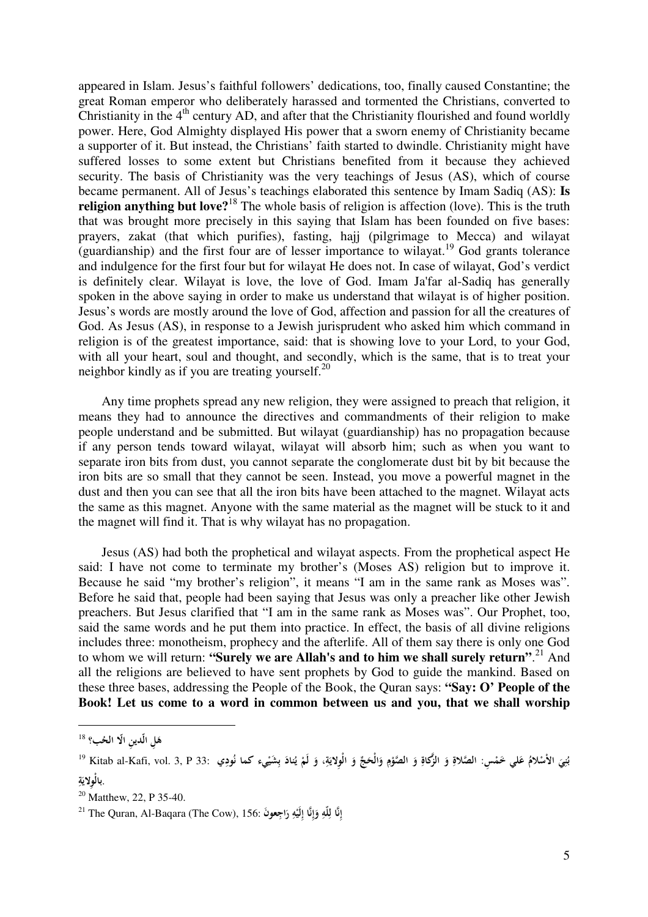appeared in Islam. Jesus's faithful followers' dedications, too, finally caused Constantine; the great Roman emperor who deliberately harassed and tormented the Christians, converted to Christianity in the 4th century AD, and after that the Christianity flourished and found worldly power. Here, God Almighty displayed His power that a sworn enemy of Christianity became a supporter of it. But instead, the Christians' faith started to dwindle. Christianity might have suffered losses to some extent but Christians benefited from it because they achieved security. The basis of Christianity was the very teachings of Jesus (AS), which of course became permanent. All of Jesus's teachings elaborated this sentence by Imam Sadiq (AS): **Is religion anything but love?**[18] The whole basis of religion is affection (love). This is the truth that was brought more precisely in this saying that Islam has been founded on five bases: prayers, zakat (that which purifies), fasting, hajj (pilgrimage to Mecca) and wilayat (guardianship) and the first four are of lesser importance to wilayat.[19] God grants tolerance and indulgence for the first four but for wilayat He does not. In case of wilayat, God's verdict is definitely clear. Wilayat is love, the love of God. Imam Ja'far al-Sadiq has generally spoken in the above saying in order to make us understand that wilayat is of higher position. Jesus's words are mostly around the love of God, affection and passion for all the creatures of God. As Jesus (AS), in response to a Jewish jurisprudent who asked him which command in religion is of the greatest importance, said: that is showing love to your Lord, to your God, with all your heart, soul and thought, and secondly, which is the same, that is to treat your neighbor kindly as if you are treating yourself.[20]

Any time prophets spread any new religion, they were assigned to preach that religion, it means they had to announce the directives and commandments of their religion to make people understand and be submitted. But wilayat (guardianship) has no propagation because if any person tends toward wilayat, wilayat will absorb him; such as when you want to separate iron bits from dust, you cannot separate the conglomerate dust bit by bit because the iron bits are so small that they cannot be seen. Instead, you move a powerful magnet in the dust and then you can see that all the iron bits have been attached to the magnet. Wilayat acts the same as this magnet. Anyone with the same material as the magnet will be stuck to it and the magnet will find it. That is why wilayat has no propagation.

Jesus (AS) had both the prophetical and wilayat aspects. From the prophetical aspect He said: I have not come to terminate my brother's (Moses AS) religion but to improve it. Because he said "my brother's religion", it means "I am in the same rank as Moses was". Before he said that, people had been saying that Jesus was only a preacher like other Jewish preachers. But Jesus clarified that "I am in the same rank as Moses was". Our Prophet, too, said the same words and he put them into practice. In effect, the basis of all divine religions includes three: monotheism, prophecy and the afterlife. All of them say there is only one God to whom we will return: **"Surely we are Allah's and to him we shall surely return"**.[21] And all the religions are believed to have sent prophets by God to guide the mankind. Based on these three bases, addressing the People of the Book, the Quran says: **"Say: O' People of the Book! Let us come to a word in common between us and you, that we shall worship**

---

[18] هَلِ الّدينِ الّا الحُب؟

[19] Kitab al-Kafi, vol. 3, P 33: بُنِيَ الأسْلامُ عَلي خَمْسٍ: الصَّلاةِ وَ الزَّكاةِ وَ الصَّوْمِ وَالْحَجَّ وَ الْوِلايَةِ، وَ لَمْ يُنادَ بِشَيْءٍ كما نُودِيَ بالْوِلايَةِ.

[20] Matthew, 22, P 35-40.

[21] The Quran, Al-Baqara (The Cow), 156: إِنَّا لِلّهِ وَإِنَّا إِلَيْهِ رَاجِعونَ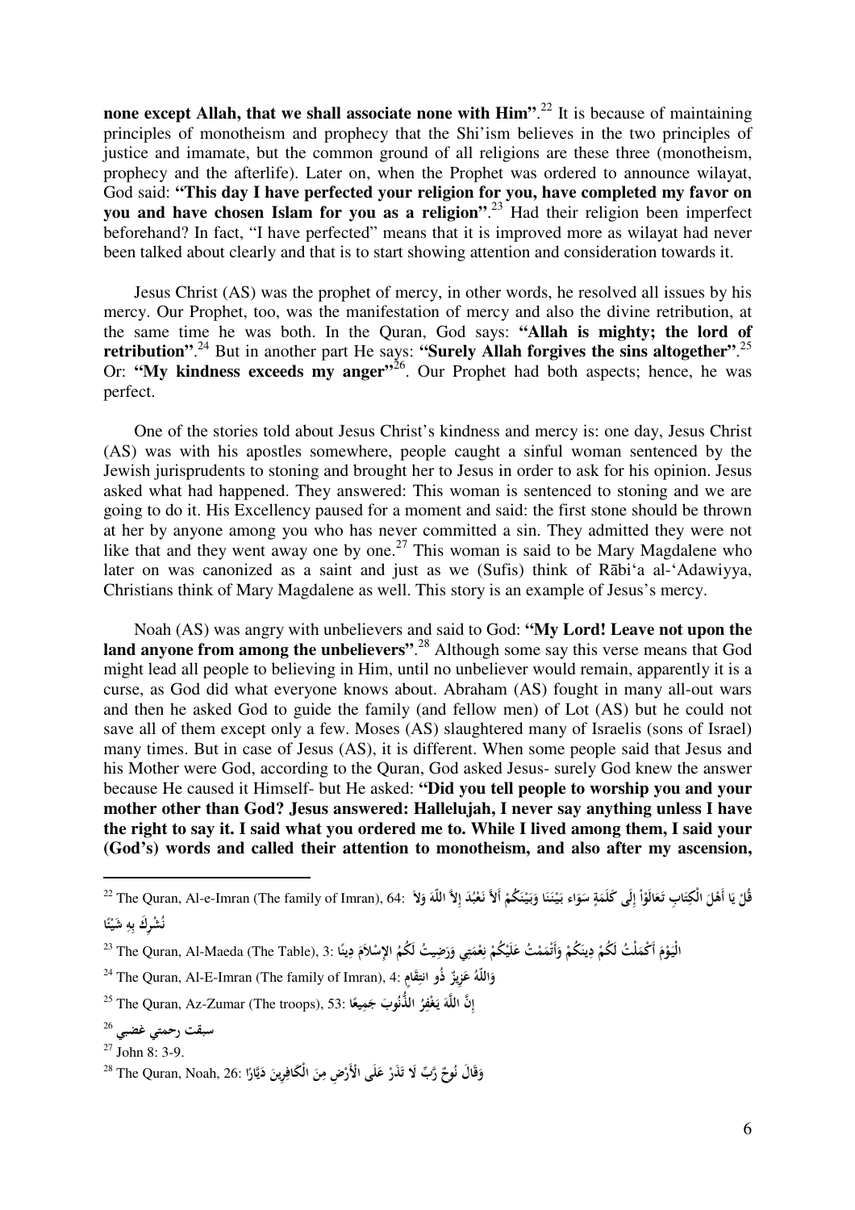**none except Allah, that we shall associate none with Him"**.[22] It is because of maintaining principles of monotheism and prophecy that the Shi'ism believes in the two principles of justice and imamate, but the common ground of all religions are these three (monotheism, prophecy and the afterlife). Later on, when the Prophet was ordered to announce wilayat, God said: **"This day I have perfected your religion for you, have completed my favor on you and have chosen Islam for you as a religion"**.[23] Had their religion been imperfect beforehand? In fact, "I have perfected" means that it is improved more as wilayat had never been talked about clearly and that is to start showing attention and consideration towards it.

Jesus Christ (AS) was the prophet of mercy, in other words, he resolved all issues by his mercy. Our Prophet, too, was the manifestation of mercy and also the divine retribution, at the same time he was both. In the Quran, God says: **"Allah is mighty; the lord of retribution"**.[24] But in another part He says: **"Surely Allah forgives the sins altogether"**.[25] Or: **"My kindness exceeds my anger"**[26]. Our Prophet had both aspects; hence, he was perfect.

One of the stories told about Jesus Christ's kindness and mercy is: one day, Jesus Christ (AS) was with his apostles somewhere, people caught a sinful woman sentenced by the Jewish jurisprudents to stoning and brought her to Jesus in order to ask for his opinion. Jesus asked what had happened. They answered: This woman is sentenced to stoning and we are going to do it. His Excellency paused for a moment and said: the first stone should be thrown at her by anyone among you who has never committed a sin. They admitted they were not like that and they went away one by one.[27] This woman is said to be Mary Magdalene who later on was canonized as a saint and just as we (Sufis) think of Rābi'a al-'Adawiyya, Christians think of Mary Magdalene as well. This story is an example of Jesus's mercy.

Noah (AS) was angry with unbelievers and said to God: **"My Lord! Leave not upon the land anyone from among the unbelievers"**.[28] Although some say this verse means that God might lead all people to believing in Him, until no unbeliever would remain, apparently it is a curse, as God did what everyone knows about. Abraham (AS) fought in many all-out wars and then he asked God to guide the family (and fellow men) of Lot (AS) but he could not save all of them except only a few. Moses (AS) slaughtered many of Israelis (sons of Israel) many times. But in case of Jesus (AS), it is different. When some people said that Jesus and his Mother were God, according to the Quran, God asked Jesus- surely God knew the answer because He caused it Himself- but He asked: **"Did you tell people to worship you and your mother other than God? Jesus answered: Hallelujah, I never say anything unless I have the right to say it. I said what you ordered me to. While I lived among them, I said your (God's) words and called their attention to monotheism, and also after my ascension,**

---

[22] The Quran, Al-e-Imran (The family of Imran), 64: قُلْ يَا أَهْلَ الْكِتَابِ تَعَالَوْاْ إِلَى كَلَمَةٍ سَوَاء بَيْنَنَا وَبَيْنَكُمْ أَلاَّ نَعْبُدَ إِلاَّ اللّهَ وَلاَ نُشْرِكَ بِهِ شَيْئًا

[23] The Quran, Al-Maeda (The Table), 3: الْيَوْمَ أَكْمَلْتُ لَكُمْ دِينَكُمْ وَأَتْمَمْتُ عَلَيْكُمْ نِعْمَتِي وَرَضِيتُ لَكُمُ الإِسْلاَمَ دِينًا

[24] The Quran, Al-E-Imran (The family of Imran), 4: وَاللّهُ عَزِيزٌ ذُو انتِقَامٍ

[25] The Quran, Az-Zumar (The troops), 53: إِنَّ اللَّهَ يَغْفِرُ الذُّنُوبَ جَمِيعًا

[26] سبقت رحمتي غضبي

[27] John 8: 3-9.

[28] The Quran, Noah, 26: وَقَالَ نُوحٌ رَّبِّ لَا تَذَرْ عَلَى الْأَرْضِ مِنَ الْكَافِرِينَ دَيَّارًا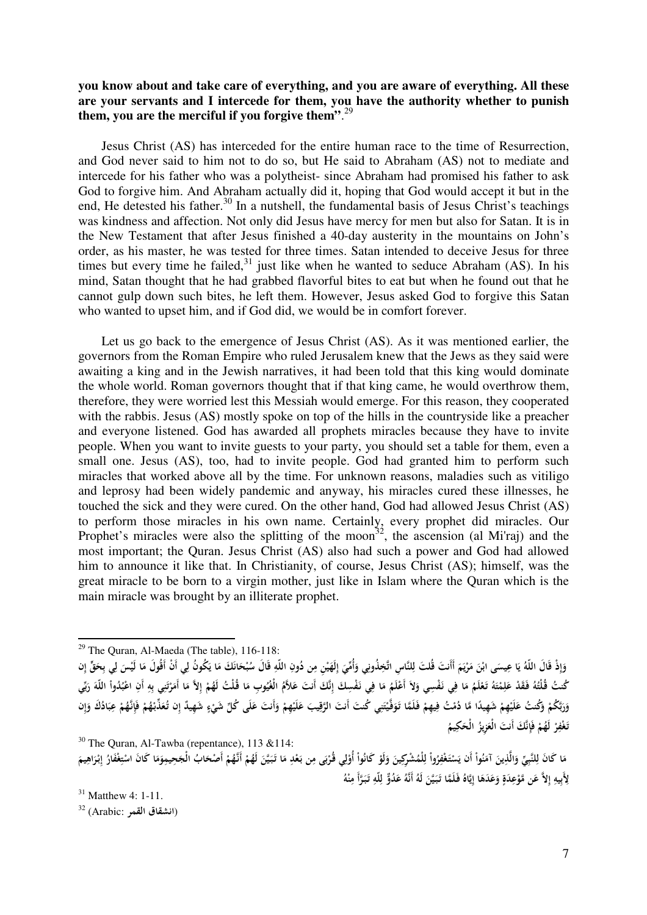**you know about and take care of everything, and you are aware of everything. All these are your servants and I intercede for them, you have the authority whether to punish them, you are the merciful if you forgive them".**[29]

Jesus Christ (AS) has interceded for the entire human race to the time of Resurrection, and God never said to him not to do so, but He said to Abraham (AS) not to mediate and intercede for his father who was a polytheist- since Abraham had promised his father to ask God to forgive him. And Abraham actually did it, hoping that God would accept it but in the end, He detested his father.[30] In a nutshell, the fundamental basis of Jesus Christ's teachings was kindness and affection. Not only did Jesus have mercy for men but also for Satan. It is in the New Testament that after Jesus finished a 40-day austerity in the mountains on John's order, as his master, he was tested for three times. Satan intended to deceive Jesus for three times but every time he failed,[31] just like when he wanted to seduce Abraham (AS). In his mind, Satan thought that he had grabbed flavorful bites to eat but when he found out that he cannot gulp down such bites, he left them. However, Jesus asked God to forgive this Satan who wanted to upset him, and if God did, we would be in comfort forever.

Let us go back to the emergence of Jesus Christ (AS). As it was mentioned earlier, the governors from the Roman Empire who ruled Jerusalem knew that the Jews as they said were awaiting a king and in the Jewish narratives, it had been told that this king would dominate the whole world. Roman governors thought that if that king came, he would overthrow them, therefore, they were worried lest this Messiah would emerge. For this reason, they cooperated with the rabbis. Jesus (AS) mostly spoke on top of the hills in the countryside like a preacher and everyone listened. God has awarded all prophets miracles because they have to invite people. When you want to invite guests to your party, you should set a table for them, even a small one. Jesus (AS), too, had to invite people. God had granted him to perform such miracles that worked above all by the time. For unknown reasons, maladies such as vitiligo and leprosy had been widely pandemic and anyway, his miracles cured these illnesses, he touched the sick and they were cured. On the other hand, God had allowed Jesus Christ (AS) to perform those miracles in his own name. Certainly, every prophet did miracles. Our Prophet's miracles were also the splitting of the moon[32], the ascension (al Mi'raj) and the most important; the Quran. Jesus Christ (AS) also had such a power and God had allowed him to announce it like that. In Christianity, of course, Jesus Christ (AS); himself, was the great miracle to be born to a virgin mother, just like in Islam where the Quran which is the main miracle was brought by an illiterate prophet.

---

[29] The Quran, Al-Maeda (The table), 116-118:

وَإِذْ قَالَ اللّهُ يَا عِيسَى ابْنَ مَرْيَمَ أَأَنتَ قُلتَ لِلنَّاسِ اتَّخِذُونِي وَأُمِّيَ إِلَهَيْنِ مِن دُونِ اللّهِ قَالَ سُبْحَانَكَ مَا يَكُونُ لِي أَنْ أَقُولَ مَا لَيْسَ لِي بِحَقٍّ إِن كُنتُ قُلْتُهُ فَقَدْ عَلِمْتَهُ تَعْلَمُ مَا فِي نَفْسِي وَلاَ أَعْلَمُ مَا فِي نَفْسِكَ إِنَّكَ أَنتَ عَلاَّمُ الْغُيُوبِ مَا قُلْتُ لَهُمْ إِلاَّ مَا أَمَرْتَنِي بِهِ أَنِ اعْبُدُواْ اللّهَ رَبِّي وَرَبَّكُمْ وَكُنتُ عَلَيْهِمْ شَهِيدًا مَّا دُمْتُ فِيهِمْ فَلَمَّا تَوَفَّيْتَنِي كُنتَ أَنتَ الرَّقِيبَ عَلَيْهِمْ وَأَنتَ عَلَى كُلِّ شَيْءٍ شَهِيدٌ إِن تُعَذِّبْهُمْ فَإِنَّهُمْ عِبَادُكَ وَإِن تَغْفِرْ لَهُمْ فَإِنَّكَ أَنتَ الْعَزِيزُ الْحَكِيمُ

[30] The Quran, Al-Tawba (repentance), 113 &114:

مَا كَانَ لِلنَّبِيِّ وَالَّذِينَ آمَنُواْ أَن يَسْتَغْفِرُواْ لِلْمُشْرِكِينَ وَلَوْ كَانُواْ أُوْلِي قُرْبَى مِن بَعْدِ مَا تَبَيَّنَ لَهُمْ أَنَّهُمْ أَصْحَابُ الْجَحِيمِوَمَا كَانَ اسْتِغْفَارُ إِبْرَاهِيمَ لِأَبِيهِ إِلاَّ عَن مَّوْعِدَةٍ وَعَدَهَا إِيَّاهُ فَلَمَّا تَبَيَّنَ لَهُ أَنَّهُ عَدُوٌّ لِلّهِ تَبَرَّأَ مِنْهُ

[31] Matthew 4: 1-11.

[32] (Arabic: انشقاق القمر)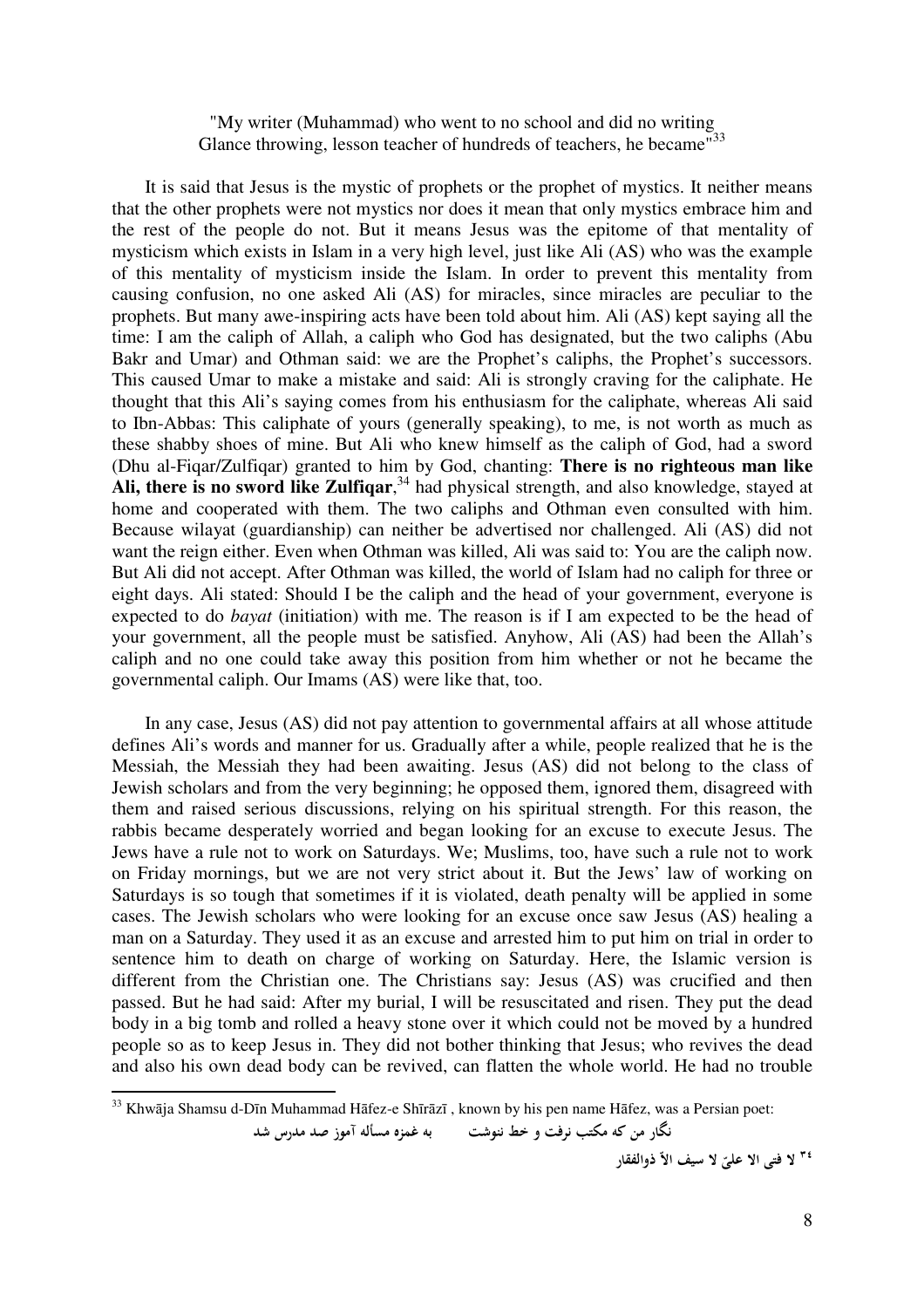"My writer (Muhammad) who went to no school and did no writing
Glance throwing, lesson teacher of hundreds of teachers, he became"[33]

It is said that Jesus is the mystic of prophets or the prophet of mystics. It neither means that the other prophets were not mystics nor does it mean that only mystics embrace him and the rest of the people do not. But it means Jesus was the epitome of that mentality of mysticism which exists in Islam in a very high level, just like Ali (AS) who was the example of this mentality of mysticism inside the Islam. In order to prevent this mentality from causing confusion, no one asked Ali (AS) for miracles, since miracles are peculiar to the prophets. But many awe-inspiring acts have been told about him. Ali (AS) kept saying all the time: I am the caliph of Allah, a caliph who God has designated, but the two caliphs (Abu Bakr and Umar) and Othman said: we are the Prophet's caliphs, the Prophet's successors. This caused Umar to make a mistake and said: Ali is strongly craving for the caliphate. He thought that this Ali's saying comes from his enthusiasm for the caliphate, whereas Ali said to Ibn-Abbas: This caliphate of yours (generally speaking), to me, is not worth as much as these shabby shoes of mine. But Ali who knew himself as the caliph of God, had a sword (Dhu al-Fiqar/Zulfiqar) granted to him by God, chanting: **There is no righteous man like Ali, there is no sword like Zulfiqar**,[34] had physical strength, and also knowledge, stayed at home and cooperated with them. The two caliphs and Othman even consulted with him. Because wilayat (guardianship) can neither be advertised nor challenged. Ali (AS) did not want the reign either. Even when Othman was killed, Ali was said to: You are the caliph now. But Ali did not accept. After Othman was killed, the world of Islam had no caliph for three or eight days. Ali stated: Should I be the caliph and the head of your government, everyone is expected to do *bayat* (initiation) with me. The reason is if I am expected to be the head of your government, all the people must be satisfied. Anyhow, Ali (AS) had been the Allah's caliph and no one could take away this position from him whether or not he became the governmental caliph. Our Imams (AS) were like that, too.

In any case, Jesus (AS) did not pay attention to governmental affairs at all whose attitude defines Ali's words and manner for us. Gradually after a while, people realized that he is the Messiah, the Messiah they had been awaiting. Jesus (AS) did not belong to the class of Jewish scholars and from the very beginning; he opposed them, ignored them, disagreed with them and raised serious discussions, relying on his spiritual strength. For this reason, the rabbis became desperately worried and began looking for an excuse to execute Jesus. The Jews have a rule not to work on Saturdays. We; Muslims, too, have such a rule not to work on Friday mornings, but we are not very strict about it. But the Jews' law of working on Saturdays is so tough that sometimes if it is violated, death penalty will be applied in some cases. The Jewish scholars who were looking for an excuse once saw Jesus (AS) healing a man on a Saturday. They used it as an excuse and arrested him to put him on trial in order to sentence him to death on charge of working on Saturday. Here, the Islamic version is different from the Christian one. The Christians say: Jesus (AS) was crucified and then passed. But he had said: After my burial, I will be resuscitated and risen. They put the dead body in a big tomb and rolled a heavy stone over it which could not be moved by a hundred people so as to keep Jesus in. They did not bother thinking that Jesus; who revives the dead and also his own dead body can be revived, can flatten the whole world. He had no trouble

---

[33] Khwāja Shamsu d-Dīn Muhammad Hāfez-e Shīrāzī , known by his pen name Hāfez, was a Persian poet:
نگار من که مکتب نرفت و خط ننوشت　　　به غمزه مسأله آموز صد مدرس شد

[34] لا فتی الا علیّ لا سیف الاّ ذوالفقار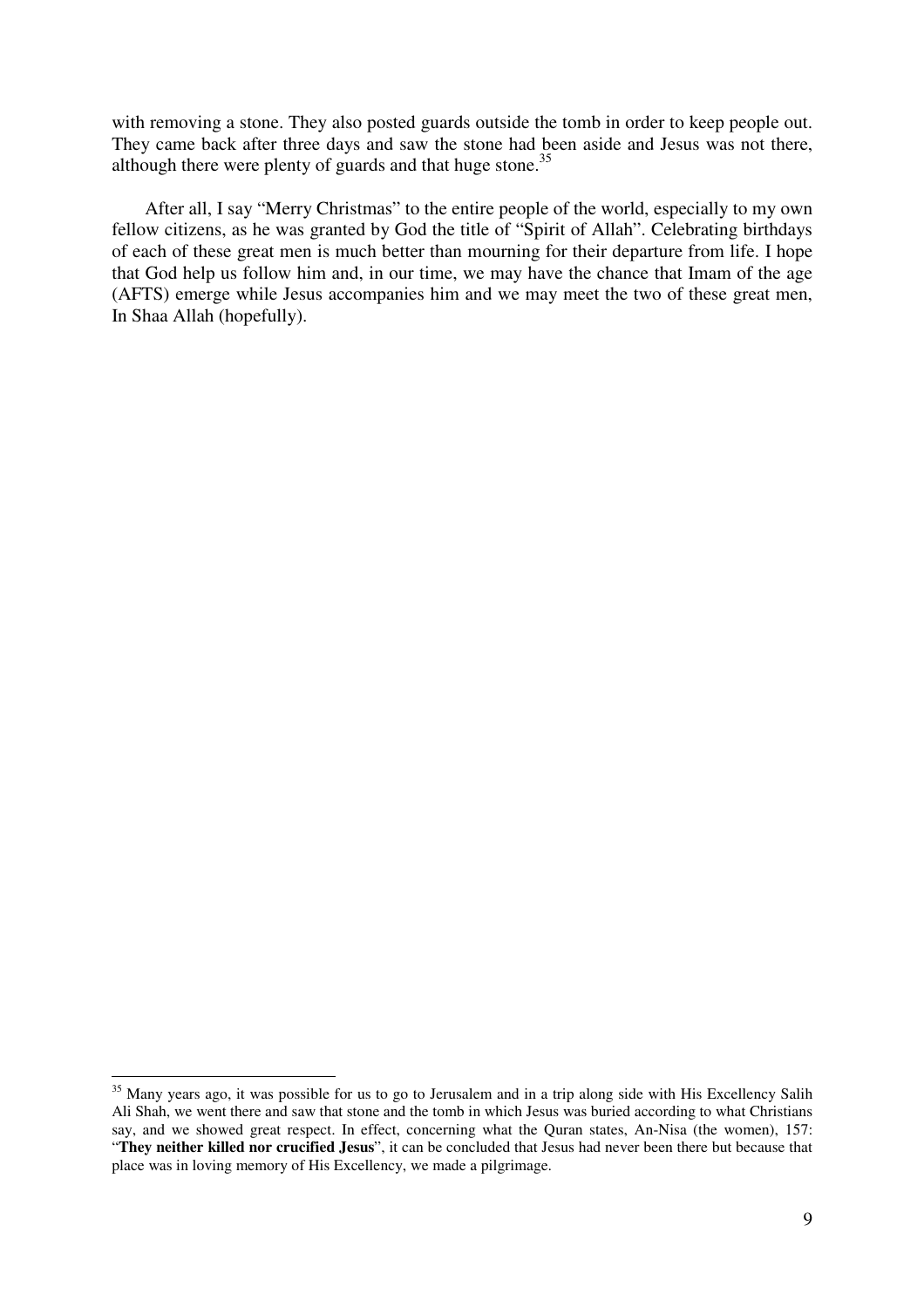with removing a stone. They also posted guards outside the tomb in order to keep people out. They came back after three days and saw the stone had been aside and Jesus was not there, although there were plenty of guards and that huge stone.[35]

After all, I say "Merry Christmas" to the entire people of the world, especially to my own fellow citizens, as he was granted by God the title of "Spirit of Allah". Celebrating birthdays of each of these great men is much better than mourning for their departure from life. I hope that God help us follow him and, in our time, we may have the chance that Imam of the age (AFTS) emerge while Jesus accompanies him and we may meet the two of these great men, In Shaa Allah (hopefully).

---

[35] Many years ago, it was possible for us to go to Jerusalem and in a trip along side with His Excellency Salih Ali Shah, we went there and saw that stone and the tomb in which Jesus was buried according to what Christians say, and we showed great respect. In effect, concerning what the Quran states, An-Nisa (the women), 157: "**They neither killed nor crucified Jesus**", it can be concluded that Jesus had never been there but because that place was in loving memory of His Excellency, we made a pilgrimage.